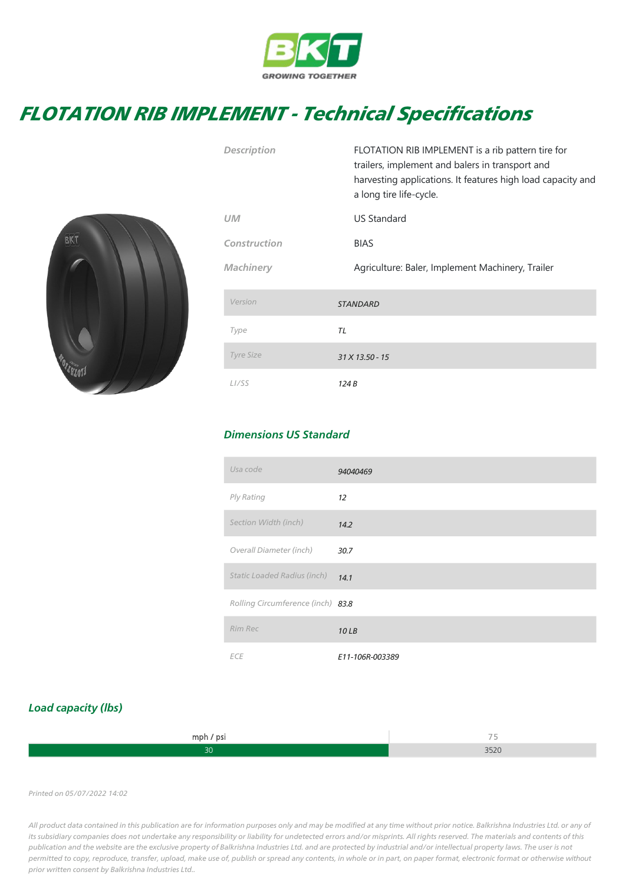# FLOTATION RIB IMPLEMENT - Technical Specifications

| | |
|---|---|
| *Description* | FLOTATION RIB IMPLEMENT is a rib pattern tire for trailers, implement and balers in transport and harvesting applications. It features high load capacity and a long tire life-cycle. |
| *UM* | US Standard |
| *Construction* | BIAS |
| *Machinery* | Agriculture: Baler, Implement Machinery, Trailer |

| | |
|---|---|
| *Version* | *STANDARD* |
| *Type* | *TL* |
| *Tyre Size* | *31 X 13.50 - 15* |
| *LI/SS* | *124 B* |

## *Dimensions US Standard*

| | |
|---|---|
| *Usa code* | *94040469* |
| *Ply Rating* | *12* |
| *Section Width (inch)* | *14.2* |
| *Overall Diameter (inch)* | *30.7* |
| *Static Loaded Radius (inch)* | *14.1* |
| *Rolling Circumference (inch)* | *83.8* |
| *Rim Rec* | *10 LB* |
| *ECE* | *E11-106R-003389* |

## *Load capacity (lbs)*

| mph / psi | 75 |
|---|---|
| 30 | 3520 |

*Printed on 05/07/2022 14:02*

*All product data contained in this publication are for information purposes only and may be modified at any time without prior notice. Balkrishna Industries Ltd. or any of its subsidiary companies does not undertake any responsibility or liability for undetected errors and/or misprints. All rights reserved. The materials and contents of this publication and the website are the exclusive property of Balkrishna Industries Ltd. and are protected by industrial and/or intellectual property laws. The user is not permitted to copy, reproduce, transfer, upload, make use of, publish or spread any contents, in whole or in part, on paper format, electronic format or otherwise without prior written consent by Balkrishna Industries Ltd..*